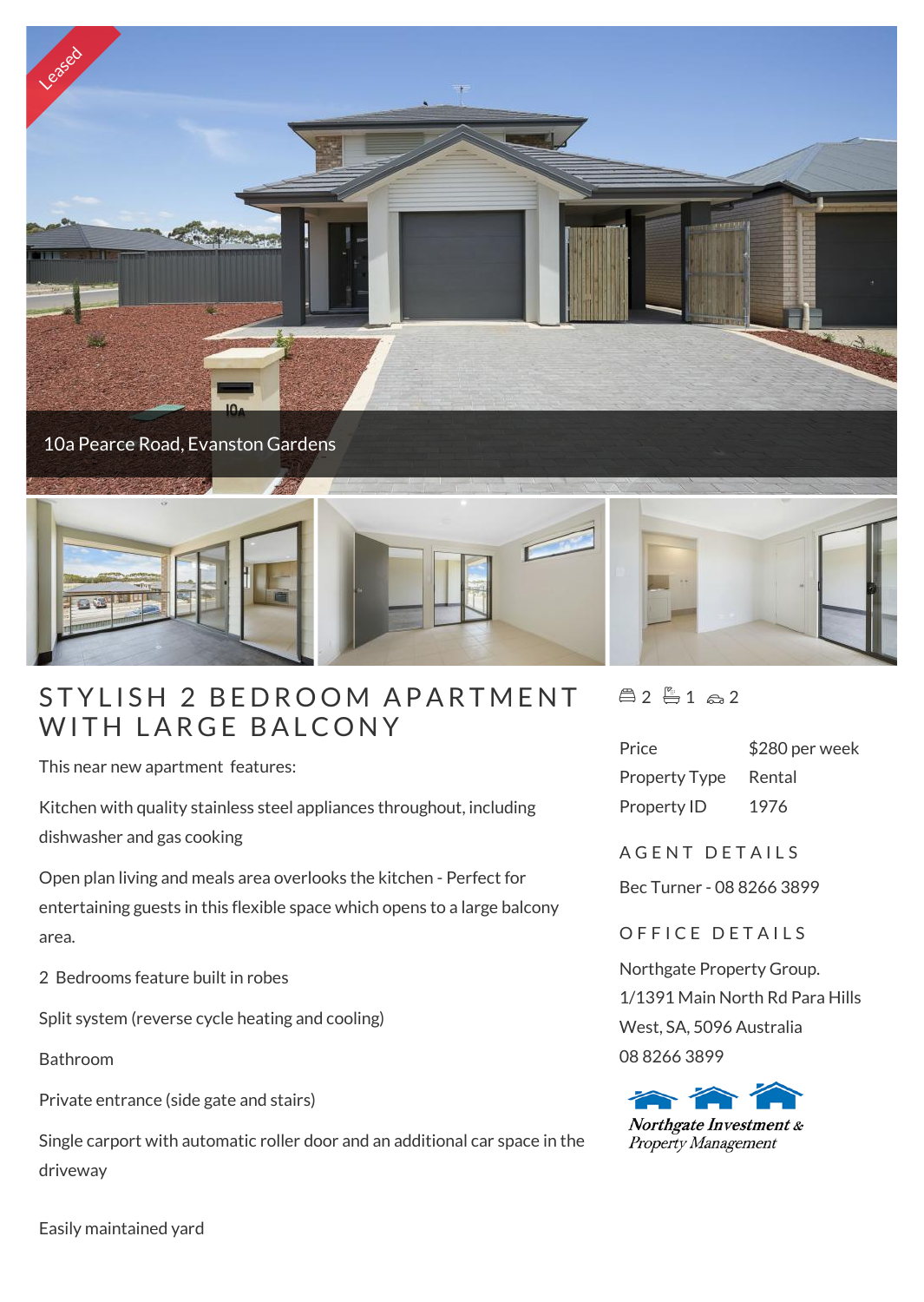Leased

10a Pearce Road, Evanston Gardens

# STYLISH 2 BEDROOM APARTMENT WITH LARGE BALCONY

This near new apartment features:

Kitchen with quality stainless steel appliances throughout, including dishwasher and gas cooking

Open plan living and meals area overlooks the kitchen - Perfect for entertaining guests in this flexible space which opens to a large balcony area.

2 Bedrooms feature built in robes

Split system (reverse cycle heating and cooling)

Bathroom

Private entrance (side gate and stairs)

Single carport with automatic roller door and an additional car space in the driveway

Easily maintained yard

2 1 2

| | |
|---|---|
| Price | $280 per week |
| Property Type | Rental |
| Property ID | 1976 |

## AGENT DETAILS

Bec Turner - 08 8266 3899

## OFFICE DETAILS

Northgate Property Group.
1/1391 Main North Rd Para Hills West, SA, 5096 Australia
08 8266 3899

*Northgate Investment & Property Management*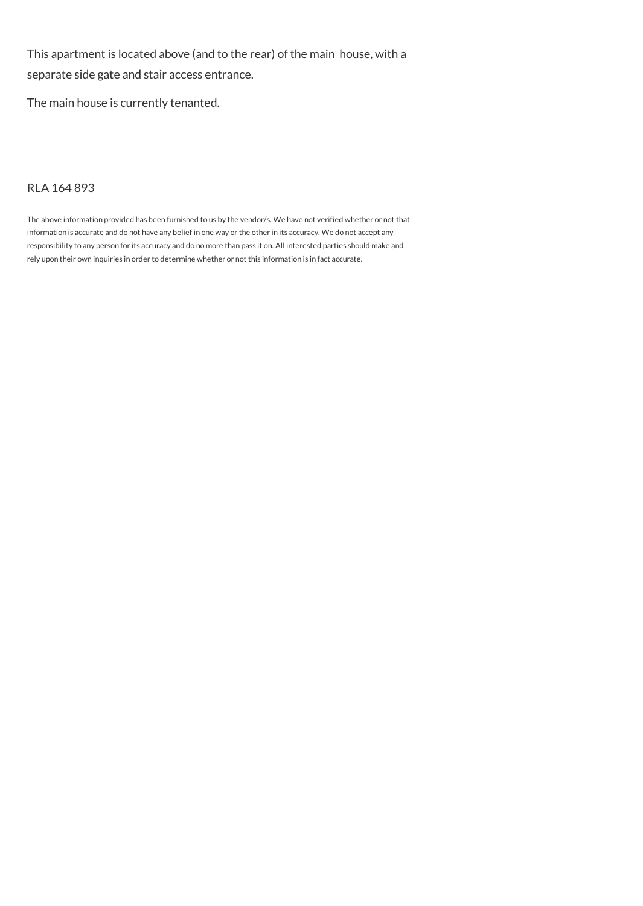This apartment is located above (and to the rear) of the main house, with a separate side gate and stair access entrance.

The main house is currently tenanted.

RLA 164 893

The above information provided has been furnished to us by the vendor/s. We have not verified whether or not that information is accurate and do not have any belief in one way or the other in its accuracy. We do not accept any responsibility to any person for its accuracy and do no more than pass it on. All interested parties should make and rely upon their own inquiries in order to determine whether or not this information is in fact accurate.